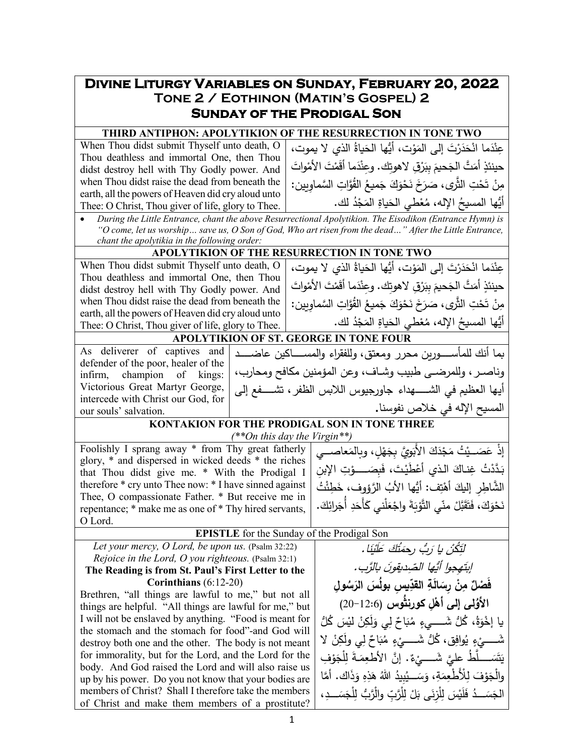# Divine Liturgy Variables on Sunday, February 20, 2022
## Tone 2 / Eothinon (Matin's Gospel) 2
## Sunday of the Prodigal Son

### THIRD ANTIPHON: APOLYTIKION OF THE RESURRECTION IN TONE TWO

| | |
|---|---|
| When Thou didst submit Thyself unto death, O Thou deathless and immortal One, then Thou didst destroy hell with Thy Godly power. And when Thou didst raise the dead from beneath the earth, all the powers of Heaven did cry aloud unto Thee: O Christ, Thou giver of life, glory to Thee. | عِنْدَما انْحَدَرْتَ إلى المَوْت، أيُّها الحَياةُ الذي لا يموت، حينئذٍ أَمَتَّ الجَحيمَ بِبَرْقِ لاهوتِك. وعِنْدَما أقَمْتَ الأمْواتَ مِنْ تَحْتِ الثَّرى، صَرَخَ نَحْوَكَ جَميعُ القُوّاتِ السَّماوِيين: أيُّها المسيحُ الإله، مُعْطي الحَياةِ المَجْدُ لك. |

- *During the Little Entrance, chant the above Resurrectional Apolytikion. The Eisodikon (Entrance Hymn) is "O come, let us worship… save us, O Son of God, Who art risen from the dead…" After the Little Entrance, chant the apolytikia in the following order:*

### APOLYTIKION OF THE RESURRECTION IN TONE TWO

| | |
|---|---|
| When Thou didst submit Thyself unto death, O Thou deathless and immortal One, then Thou didst destroy hell with Thy Godly power. And when Thou didst raise the dead from beneath the earth, all the powers of Heaven did cry aloud unto Thee: O Christ, Thou giver of life, glory to Thee. | عِنْدَما انْحَدَرْتَ إلى المَوْت، أيُّها الحَياةُ الذي لا يموت، حينئذٍ أَمَتَّ الجَحيمَ بِبَرْقِ لاهوتِك. وعِنْدَما أقَمْتَ الأمْواتَ مِنْ تَحْتِ الثَّرى، صَرَخَ نَحْوَكَ جَميعُ القُوّاتِ السَّماوِيين: أيُّها المسيحُ الإله، مُعْطي الحَياةِ المَجْدُ لك. |

### APOLYTIKION OF ST. GEORGE IN TONE FOUR

| | |
|---|---|
| As deliverer of captives and defender of the poor, healer of the infirm, champion of kings: Victorious Great Martyr George, intercede with Christ our God, for our souls' salvation. | بما أنك للمأسورين محرر ومعتق، وللفقراء والمساكين عاضد وناصر، وللمرضى طبيب وشاف، وعن المؤمنين مكافح ومحارب، أيها العظيم في الشهداء جاورجيوس اللابس الظفر، تشفع إلى المسيح الإله في خلاص نفوسنا. |

### KONTAKION FOR THE PRODIGAL SON IN TONE THREE

*(**On this day the Virgin**)*

| | |
|---|---|
| Foolishly I sprang away * from Thy great fatherly glory, * and dispersed in wicked deeds * the riches that Thou didst give me. * With the Prodigal I therefore * cry unto Thee now: * I have sinned against Thee, O compassionate Father. * But receive me in repentance; * make me as one of * Thy hired servants, O Lord. | إذْ عَصَيْتُ مَجْدَكَ الأَبَوِيَّ بِجَهْلٍ، وبالمَعاصي بَدَّدْتُ غِناكَ الذي أعْطَيْتَ، فَبِصَوْتِ الإبنِ الشَّاطِرِ إليكَ أهْتِف: أيُّها الأبُ الرَّؤوف، خَطِئْتُ نَحْوَكَ، فَتَقَبَّلْ منّي التَّوْبَةَ واجْعَلْني كَأَحَدِ أُجَرائِكَ. |

### EPISTLE for the Sunday of the Prodigal Son

| | |
|---|---|
| *Let your mercy, O Lord, be upon us.* (Psalm 32:22) | *لِتَكُنْ يا رَبُّ رحمَتُكَ عَلَيْنَا.* |
| *Rejoice in the Lord, O you righteous.* (Psalm 32:1) | *إبتَهِجوا أيُّها الصِّديقونَ بالرَّب.* |
| **The Reading is from St. Paul's First Letter to the Corinthians** (6:12-20) | **فَصْلٌ مِنْ رِسَالَةِ القدّيسِ بولُسَ الرَسُولِ الأولى إلى أهْلِ كورنثُوس** (6:12–20) |
| Brethren, "all things are lawful to me," but not all things are helpful. "All things are lawful for me," but I will not be enslaved by anything. "Food is meant for the stomach and the stomach for food"-and God will destroy both one and the other. The body is not meant for immorality, but for the Lord, and the Lord for the body. And God raised the Lord and will also raise us up by his power. Do you not know that your bodies are members of Christ? Shall I therefore take the members of Christ and make them members of a prostitute? | يا إخْوَةُ، كُلُّ شَيءٍ مُبَاحٌ لِي وَلَكِنْ لَيْسَ كُلُّ شَيْءٍ يُوافِق، كُلُّ شَيْءٍ مُبَاحٌ لِي ولَكِنْ لا يَتَسَلَّطُ عليَّ شَيْءٌ. إنَّ الأطعِمَةَ لِلْجَوْفِ والْجَوْفَ لِلأَطْعِمَةِ، وَسَيُبِيدُ اللهُ هَذِهِ وَذَاك. أمَّا الجَسَدُ فَلَيْسَ لِلْزِنَى بَلْ لِلْرَّبِّ والْرَّبُّ لِلْجَسَدِ، |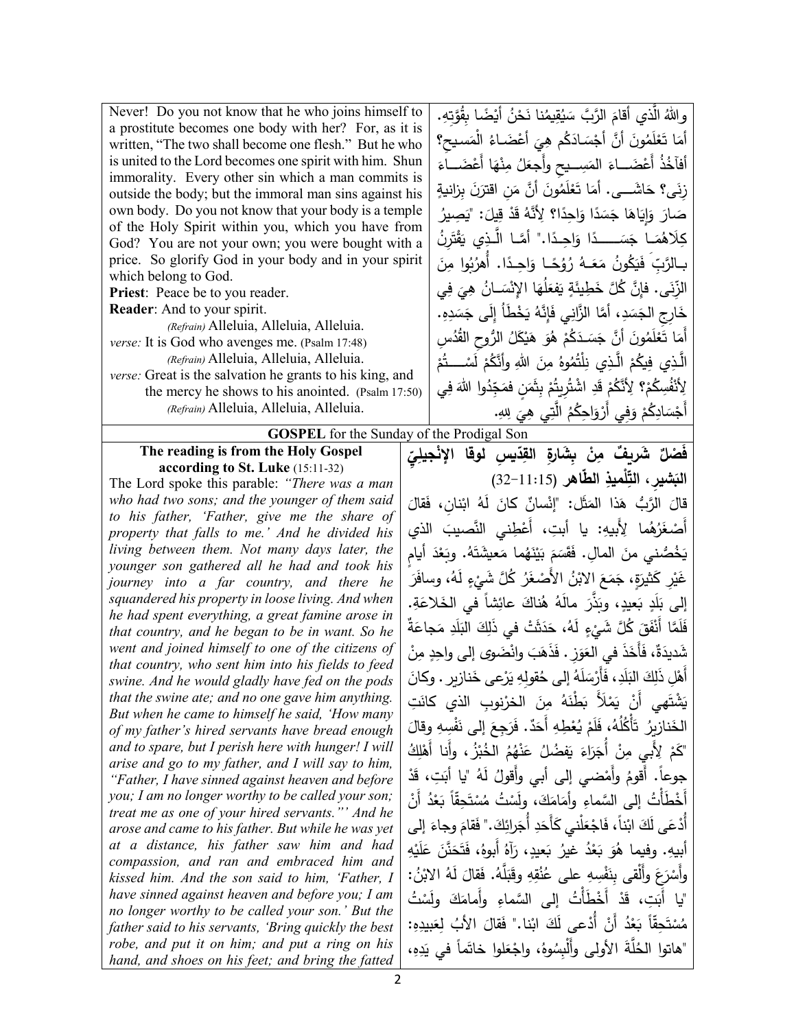Never! Do you not know that he who joins himself to a prostitute becomes one body with her? For, as it is written, "The two shall become one flesh." But he who is united to the Lord becomes one spirit with him. Shun immorality. Every other sin which a man commits is outside the body; but the immoral man sins against his own body. Do you not know that your body is a temple of the Holy Spirit within you, which you have from God? You are not your own; you were bought with a price. So glorify God in your body and in your spirit which belong to God.

**Priest**: Peace be to you reader.

**Reader**: And to your spirit.

*(Refrain)* Alleluia, Alleluia, Alleluia.

*verse:* It is God who avenges me. (Psalm 17:48)

*(Refrain)* Alleluia, Alleluia, Alleluia.

*verse:* Great is the salvation he grants to his king, and the mercy he shows to his anointed. (Psalm 17:50)

*(Refrain)* Alleluia, Alleluia, Alleluia.

واللهُ الَّذي أقامَ الرَّبَّ سَيُقيمُنا نَحْنُ أَيْضًا بِقُوَّتِهِ. أَمَا تَعْلَمُونَ أَنَّ أَجْسَادَكُم هِيَ أَعْضَاءُ الْمَسيحِ؟ أفآخُذُ أَعْضَاءَ المَسِيحِ وأَجعَلُ مِنْهَا أَعْضَاءَ زِنَى؟ حَاشَى. أَمَا تَعْلَمُونَ أَنَّ مَنِ اقترَنَ بزانيةٍ صَارَ وَإِيَّاهَا جَسَدًا وَاحِدًا؟ لِأَنَّهُ قَدْ قِيلَ: "يَصِيرُ كِلَاهُمَا جَسَدًا وَاحِدًا." أَمَّا الَّذِي يَقْتَرِنُ بِالرَّبِّ فَيَكُونُ مَعَهُ رُوحًا وَاحِدًا. أُهرُبُوا مِنَ الزِّنَى. فإنَّ كُلَّ خَطِيئَةٍ يَفعَلُهَا الإِنْسَانُ هِيَ فِي خَارِجِ الجَسَدِ، أمَّا الزَّانِي فإنَّهُ يَخْطَأُ إِلَى جَسَدِهِ. أَمَا تَعْلَمُونَ أَنَّ جَسَدَكُمْ هُوَ هَيْكَلُ الرُّوحِ القُدُسِ الَّذِي فِيكُمْ الَّذِي نِلْتُمُوهُ مِنَ اللهِ وأَنَّكُمْ لَسْتُمْ لِأَنْفُسِكُمْ؟ لِأَنَّكُمْ قَدِ اشْتُرِيتُمْ بِثَمَنٍ فمَجِّدُوا اللهَ فِي أَجْسَادِكُمْ وَفِي أَرْوَاحِكُمُ الَّتِي هِيَ لِله.

**GOSPEL** for the Sunday of the Prodigal Son

**The reading is from the Holy Gospel according to St. Luke** (15:11-32)

The Lord spoke this parable: *"There was a man who had two sons; and the younger of them said to his father, 'Father, give me the share of property that falls to me.' And he divided his living between them. Not many days later, the younger son gathered all he had and took his journey into a far country, and there he squandered his property in loose living. And when he had spent everything, a great famine arose in that country, and he began to be in want. So he went and joined himself to one of the citizens of that country, who sent him into his fields to feed swine. And he would gladly have fed on the pods that the swine ate; and no one gave him anything. But when he came to himself he said, 'How many of my father's hired servants have bread enough and to spare, but I perish here with hunger! I will arise and go to my father, and I will say to him, "Father, I have sinned against heaven and before you; I am no longer worthy to be called your son; treat me as one of your hired servants."' And he arose and came to his father. But while he was yet at a distance, his father saw him and had compassion, and ran and embraced him and kissed him. And the son said to him, 'Father, I have sinned against heaven and before you; I am no longer worthy to be called your son.' But the father said to his servants, 'Bring quickly the best robe, and put it on him; and put a ring on his hand, and shoes on his feet; and bring the fatted*

**فَصْلٌ شَريفٌ مِنْ بِشارَةِ القدّيسِ لوقا الإنْجيلِيِّ البَشيرِ، التِّلْميذِ الطّاهِر** (15:11-32)

قالَ الرَّبُّ هَذا المَثَل: "إنْسانٌ كانَ لَهُ ابْنانِ، فَقالَ أَصْغَرُهُما لِأَبيهِ: يا أبتِ، أَعْطِني النَّصيبَ الذي يَخُصُّني منَ المالِ. فَقَسَمَ بَيْنَهُما مَعيشَتَهُ. وبَعْدَ أيامٍ غَيْرِ كَثيرَةٍ، جَمَعَ الابْنُ الأَصْغَرُ كُلَّ شَيْءٍ لَهُ، وسافَرَ إلى بَلَدٍ بَعيدٍ، وبَذَّرَ مالَهُ هُناكَ عائِشاً في الخَلاعَةِ. فَلَمَّا أَنْفَقَ كُلَّ شَيْءٍ لَهُ، حَدَثَتْ في ذَلِكَ البَلَدِ مَجاعَةٌ شَديدَةٌ، فَأَخَذَ في العَوَزِ. فَذَهَبَ وانْضَوى إلى واحِدٍ مِنْ أَهْلِ ذَلِكَ البَلَدِ، فَأَرْسَلَهُ إلى حُقولِهِ يَرْعى خَنازير. وكانَ يَشْتَهي أَنْ يَمْلأَ بَطْنَهُ مِنَ الخرْنوبِ الذي كانَتِ الخَنازيرُ تَأْكُلُهُ، فَلَمْ يُعْطِهِ أَحَدٌ. فَرَجِعَ إلى نَفْسِهِ وقالَ "كَمْ لِأَبي مِنْ أُجَراءَ يَفضُلُ عَنْهُمُ الخُبْزُ، وأَنا أَهْلِكُ جوعاً. أَقومُ وأَمْضي إلى أبي وأَقولُ لَهُ "يا أَبَتِ، قَدْ أَخْطَأْتُ إلى السَّماءِ وأَمامَكَ، ولَسْتُ مُسْتَحِقّاً بَعْدُ أَنْ أُدْعَى لَكَ ابْناً، فَاجْعَلْني كَأَحَدِ أُجَرائِكَ." فَقامَ وجاءَ إلى أبيهِ. وفيما هُوَ بَعْدُ غيرُ بَعيدٍ، رَآهُ أَبوهُ، فَتَحَنَّنَ عَلَيْهِ وأَسْرَعَ وأَلْقى بِنَفْسِهِ على عُنُقِهِ وقَبَّلَهُ. فَقالَ لَهُ الابْنُ: "يا أَبَتِ، قَدْ أَخْطَأْتُ إلى السَّماءِ وأَمامَكَ ولَسْتُ مُسْتَحِقّاً بَعْدُ أَنْ أُدْعى لَكَ ابْنا." فَقالَ الأبُ لِعَبيدِهِ: "هاتوا الحُلَّةَ الأولى وأَلْبِسُوهُ، واجْعَلوا خاتَماً في يَدِهِ،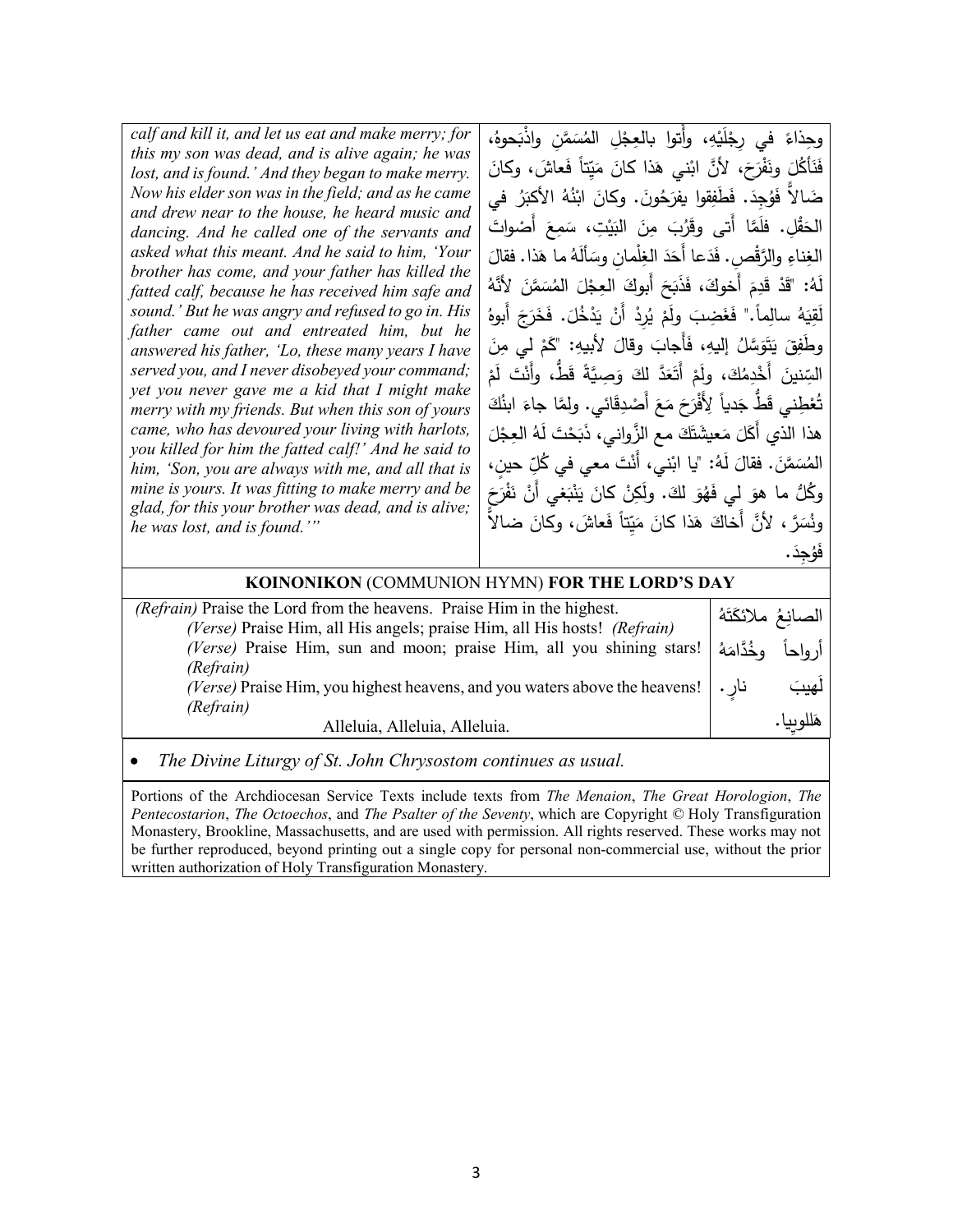| | |
|---|---|
| *calf and kill it, and let us eat and make merry; for this my son was dead, and is alive again; he was lost, and is found.' And they began to make merry. Now his elder son was in the field; and as he came and drew near to the house, he heard music and dancing. And he called one of the servants and asked what this meant. And he said to him, 'Your brother has come, and your father has killed the fatted calf, because he has received him safe and sound.' But he was angry and refused to go in. His father came out and entreated him, but he answered his father, 'Lo, these many years I have served you, and I never disobeyed your command; yet you never gave me a kid that I might make merry with my friends. But when this son of yours came, who has devoured your living with harlots, you killed for him the fatted calf!' And he said to him, 'Son, you are always with me, and all that is mine is yours. It was fitting to make merry and be glad, for this your brother was dead, and is alive; he was lost, and is found.'"* | وحِذاءً في رِجْلَيْهِ، وأْتوا بالعِجْلِ المُسَمَّنِ واذْبَحوهُ، فَنَأكُلَ ونَفْرَحَ، لأنَّ ابْني هَذا كانَ مَيْتاً فَعاشَ، وكانَ ضَالاً فَوُجِدَ. فَطَفِقوا يفرَحُونَ. وكانَ ابْنُهُ الأكبَرُ في الحَقْلِ. فلَمَّا أتى وقَرُبَ مِنَ البَيْتِ، سَمِعَ أَصْواتَ الغِناءِ والرَّقْصِ. فَدَعا أَحَدَ الغِلْمانِ وسَأَلَهُ ما هَذا. فقالَ لَهُ: "قَدْ قَدِمَ أَخوكَ، فَذَبَحَ أَبوكَ العِجْلَ المُسَمَّنَ لأَنَّهُ لَقِيَهُ سالِماً." فَغَضِبَ ولَمْ يُرِدْ أَنْ يَدْخُلَ. فَخَرَجَ أَبوهُ وطَفِقَ يَتَوَسَّلُ إليهِ، فَأَجابَ وقالَ لأَبيهِ: "كَمْ لي مِنَ السِّنينَ أَخْدِمُكَ، ولَمْ أَتَعَدَّ لكَ وَصِيَّةً قَطُّ، وأَنْتَ لَمْ تُعْطِني قَطُّ جَدياً لأَفْرَحَ مَعَ أَصْدِقَائي. ولمَّا جاءَ ابنُكَ هذا الذي أَكَلَ مَعيشَتَكَ مع الزَّواني، ذَبَحْتَ لَهُ العِجْلَ المُسَمَّنَ. فقالَ لَهُ: "يا ابْني، أَنْتَ معي في كُلِّ حينٍ، وكُلُّ ما هوَ لي فَهُوَ لكَ. ولَكِنْ كانَ يَنْبَغي أَنْ نَفْرَحَ ونُسَرَّ، لأنَّ أَخاكَ هَذا كانَ مَيْتاً فَعاشَ، وكانَ ضالاً فَوُجِدَ. |

## KOINONIKON (COMMUNION HYMN) FOR THE LORD'S DAY

| | |
|---|---|
| *(Refrain)* Praise the Lord from the heavens. Praise Him in the highest.<br>*(Verse)* Praise Him, all His angels; praise Him, all His hosts! *(Refrain)*<br>*(Verse)* Praise Him, sun and moon; praise Him, all you shining stars! *(Refrain)*<br>*(Verse)* Praise Him, you highest heavens, and you waters above the heavens! *(Refrain)*<br>Alleluia, Alleluia, Alleluia. | الصانِعُ ملائكَتَهُ أرواحاً وخُدَّامَهُ لَهيبَ نارٍ. هَللويا. |

- *The Divine Liturgy of St. John Chrysostom continues as usual.*

Portions of the Archdiocesan Service Texts include texts from *The Menaion*, *The Great Horologion*, *The Pentecostarion*, *The Octoechos*, and *The Psalter of the Seventy*, which are Copyright © Holy Transfiguration Monastery, Brookline, Massachusetts, and are used with permission. All rights reserved. These works may not be further reproduced, beyond printing out a single copy for personal non-commercial use, without the prior written authorization of Holy Transfiguration Monastery.